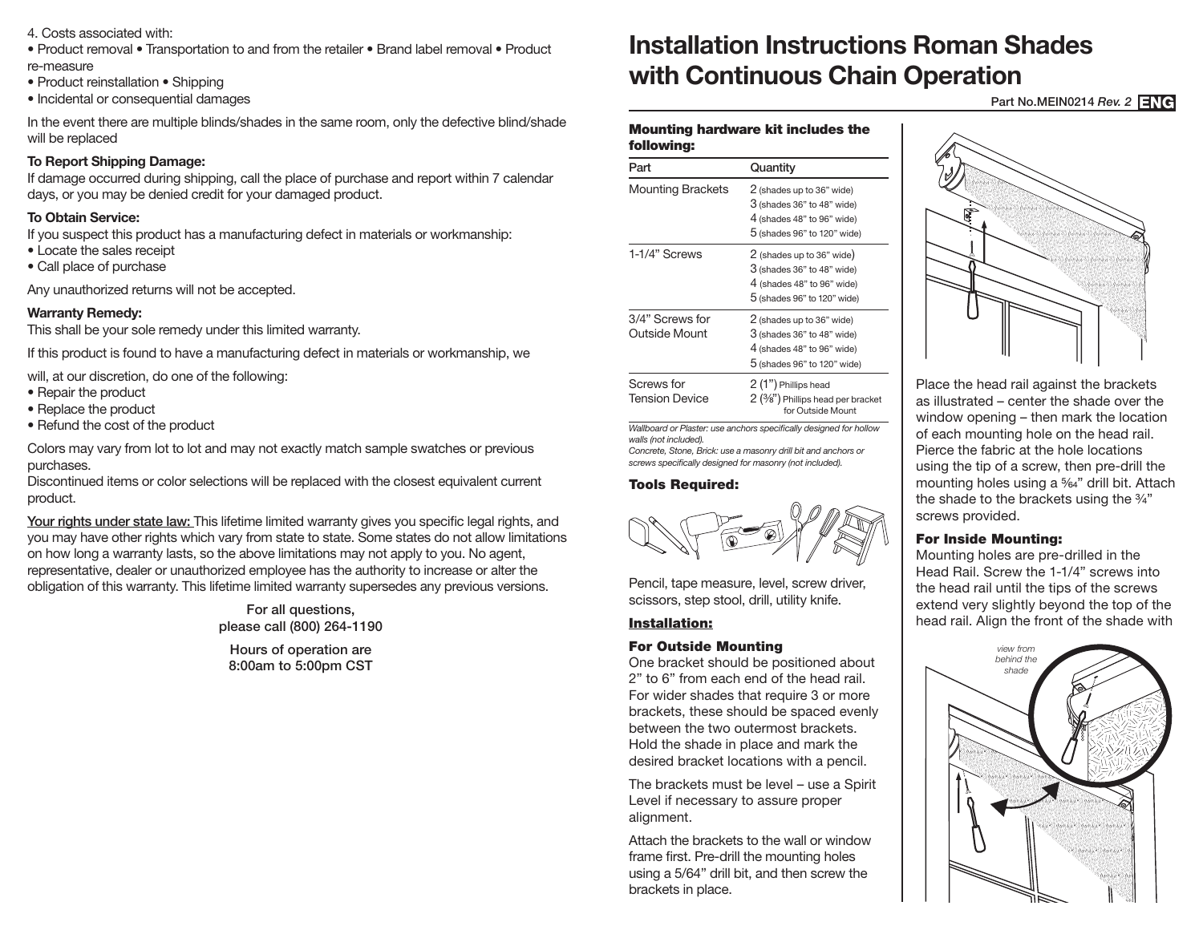4. Costs associated with:

• Product removal • Transportation to and from the retailer • Brand label removal • Product re-measure
• Product reinstallation • Shipping
• Incidental or consequential damages

In the event there are multiple blinds/shades in the same room, only the defective blind/shade will be replaced

**To Report Shipping Damage:**
If damage occurred during shipping, call the place of purchase and report within 7 calendar days, or you may be denied credit for your damaged product.

**To Obtain Service:**
If you suspect this product has a manufacturing defect in materials or workmanship:
• Locate the sales receipt
• Call place of purchase

Any unauthorized returns will not be accepted.

**Warranty Remedy:**
This shall be your sole remedy under this limited warranty.

If this product is found to have a manufacturing defect in materials or workmanship, we

will, at our discretion, do one of the following:
• Repair the product
• Replace the product
• Refund the cost of the product

Colors may vary from lot to lot and may not exactly match sample swatches or previous purchases.
Discontinued items or color selections will be replaced with the closest equivalent current product.

Your rights under state law: This lifetime limited warranty gives you specific legal rights, and you may have other rights which vary from state to state. Some states do not allow limitations on how long a warranty lasts, so the above limitations may not apply to you. No agent, representative, dealer or unauthorized employee has the authority to increase or alter the obligation of this warranty. This lifetime limited warranty supersedes any previous versions.

For all questions,
please call (800) 264-1190

Hours of operation are
8:00am to 5:00pm CST

# Installation Instructions Roman Shades with Continuous Chain Operation

Part No.MEIN0214 *Rev. 2* **ENG**

### Mounting hardware kit includes the following:

| Part | Quantity |
|---|---|
| Mounting Brackets | 2 (shades up to 36" wide)<br>3 (shades 36" to 48" wide)<br>4 (shades 48" to 96" wide)<br>5 (shades 96" to 120" wide) |
| 1-1/4" Screws | 2 (shades up to 36" wide)<br>3 (shades 36" to 48" wide)<br>4 (shades 48" to 96" wide)<br>5 (shades 96" to 120" wide) |
| 3/4" Screws for Outside Mount | 2 (shades up to 36" wide)<br>3 (shades 36" to 48" wide)<br>4 (shades 48" to 96" wide)<br>5 (shades 96" to 120" wide) |
| Screws for Tension Device | 2 (1") Phillips head<br>2 (⅜") Phillips head per bracket for Outside Mount |

*Wallboard or Plaster: use anchors specifically designed for hollow walls (not included).*
*Concrete, Stone, Brick: use a masonry drill bit and anchors or screws specifically designed for masonry (not included).*

### Tools Required:

Pencil, tape measure, level, screw driver, scissors, step stool, drill, utility knife.

### Installation:

#### For Outside Mounting

One bracket should be positioned about 2" to 6" from each end of the head rail. For wider shades that require 3 or more brackets, these should be spaced evenly between the two outermost brackets. Hold the shade in place and mark the desired bracket locations with a pencil.

The brackets must be level – use a Spirit Level if necessary to assure proper alignment.

Attach the brackets to the wall or window frame first. Pre-drill the mounting holes using a 5/64" drill bit, and then screw the brackets in place.

Place the head rail against the brackets as illustrated – center the shade over the window opening – then mark the location of each mounting hole on the head rail. Pierce the fabric at the hole locations using the tip of a screw, then pre-drill the mounting holes using a 5/64" drill bit. Attach the shade to the brackets using the ¾" screws provided.

#### For Inside Mounting:

Mounting holes are pre-drilled in the Head Rail. Screw the 1-1/4" screws into the head rail until the tips of the screws extend very slightly beyond the top of the head rail. Align the front of the shade with

view from behind the shade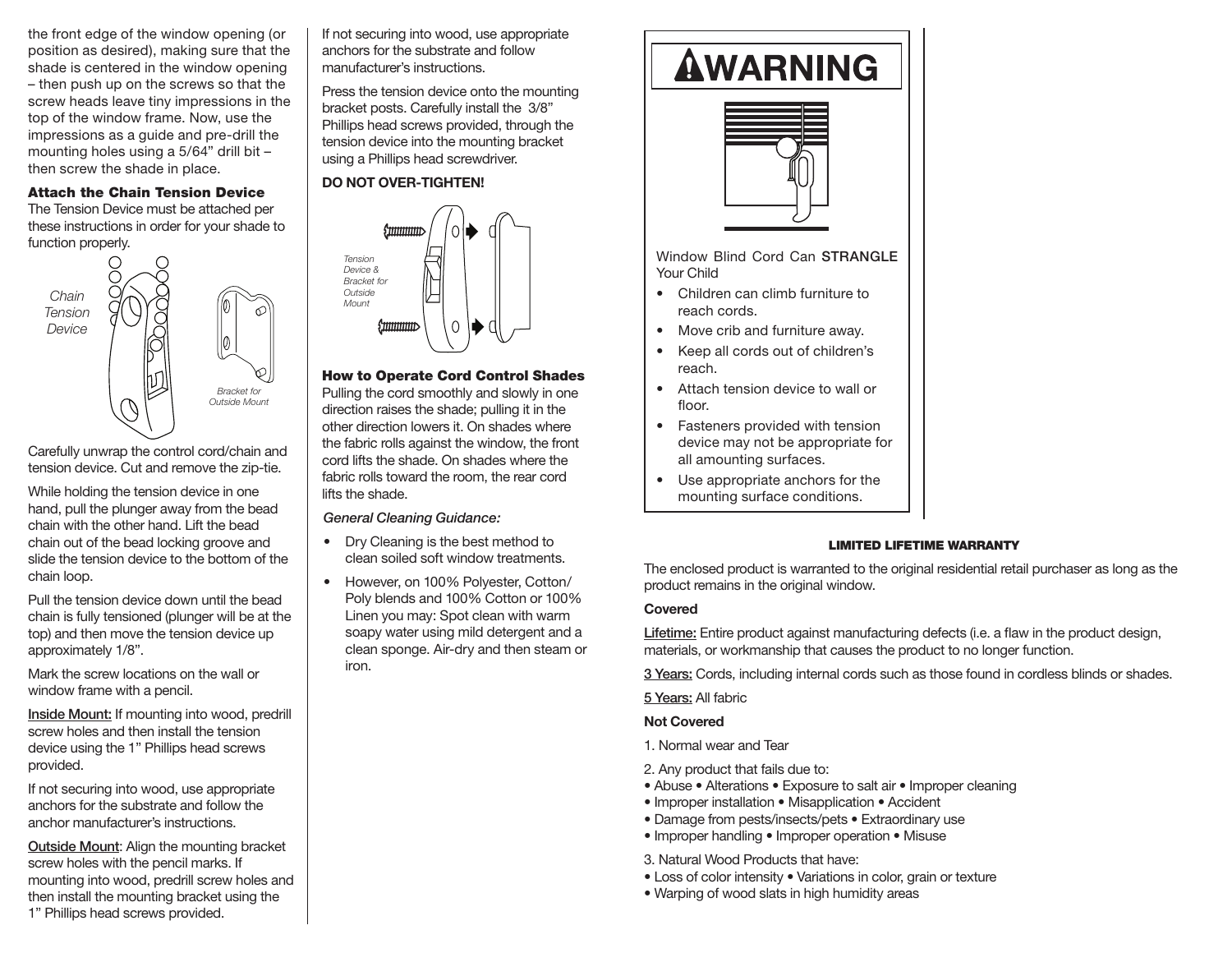the front edge of the window opening (or position as desired), making sure that the shade is centered in the window opening – then push up on the screws so that the screw heads leave tiny impressions in the top of the window frame. Now, use the impressions as a guide and pre-drill the mounting holes using a 5/64" drill bit – then screw the shade in place.

### Attach the Chain Tension Device

The Tension Device must be attached per these instructions in order for your shade to function properly.

*Chain Tension Device*

*Bracket for Outside Mount*

Carefully unwrap the control cord/chain and tension device. Cut and remove the zip-tie.

While holding the tension device in one hand, pull the plunger away from the bead chain with the other hand. Lift the bead chain out of the bead locking groove and slide the tension device to the bottom of the chain loop.

Pull the tension device down until the bead chain is fully tensioned (plunger will be at the top) and then move the tension device up approximately 1/8".

Mark the screw locations on the wall or window frame with a pencil.

<u>Inside Mount:</u> If mounting into wood, predrill screw holes and then install the tension device using the 1" Phillips head screws provided.

If not securing into wood, use appropriate anchors for the substrate and follow the anchor manufacturer's instructions.

<u>Outside Mount</u>: Align the mounting bracket screw holes with the pencil marks. If mounting into wood, predrill screw holes and then install the mounting bracket using the 1" Phillips head screws provided.

If not securing into wood, use appropriate anchors for the substrate and follow manufacturer's instructions.

Press the tension device onto the mounting bracket posts. Carefully install the 3/8" Phillips head screws provided, through the tension device into the mounting bracket using a Phillips head screwdriver.

**DO NOT OVER-TIGHTEN!**

*Tension Device & Bracket for Outside Mount*

### How to Operate Cord Control Shades

Pulling the cord smoothly and slowly in one direction raises the shade; pulling it in the other direction lowers it. On shades where the fabric rolls against the window, the front cord lifts the shade. On shades where the fabric rolls toward the room, the rear cord lifts the shade.

*General Cleaning Guidance:*

- Dry Cleaning is the best method to clean soiled soft window treatments.
- However, on 100% Polyester, Cotton/Poly blends and 100% Cotton or 100% Linen you may: Spot clean with warm soapy water using mild detergent and a clean sponge. Air-dry and then steam or iron.

## ⚠WARNING

Window Blind Cord Can STRANGLE Your Child

- Children can climb furniture to reach cords.
- Move crib and furniture away.
- Keep all cords out of children's reach.
- Attach tension device to wall or floor.
- Fasteners provided with tension device may not be appropriate for all amounting surfaces.
- Use appropriate anchors for the mounting surface conditions.

### LIMITED LIFETIME WARRANTY

The enclosed product is warranted to the original residential retail purchaser as long as the product remains in the original window.

**Covered**

<u>Lifetime:</u> Entire product against manufacturing defects (i.e. a flaw in the product design, materials, or workmanship that causes the product to no longer function.

<u>3 Years:</u> Cords, including internal cords such as those found in cordless blinds or shades.

<u>5 Years:</u> All fabric

**Not Covered**

1. Normal wear and Tear

2. Any product that fails due to:
• Abuse • Alterations • Exposure to salt air • Improper cleaning
• Improper installation • Misapplication • Accident
• Damage from pests/insects/pets • Extraordinary use
• Improper handling • Improper operation • Misuse

3. Natural Wood Products that have:
• Loss of color intensity • Variations in color, grain or texture
• Warping of wood slats in high humidity areas